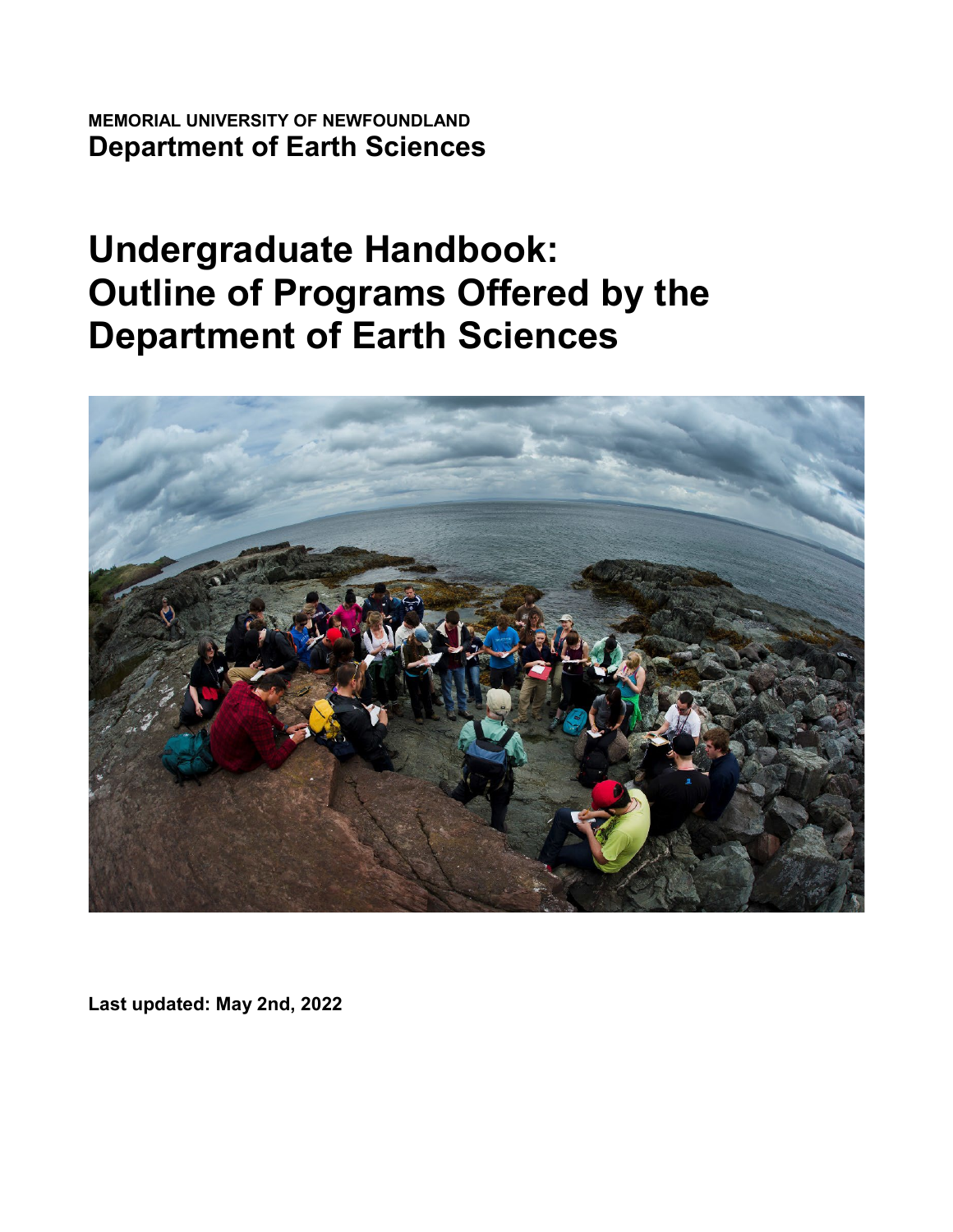**MEMORIAL UNIVERSITY OF NEWFOUNDLAND**
**Department of Earth Sciences**

# Undergraduate Handbook: Outline of Programs Offered by the Department of Earth Sciences

**Last updated: May 2nd, 2022**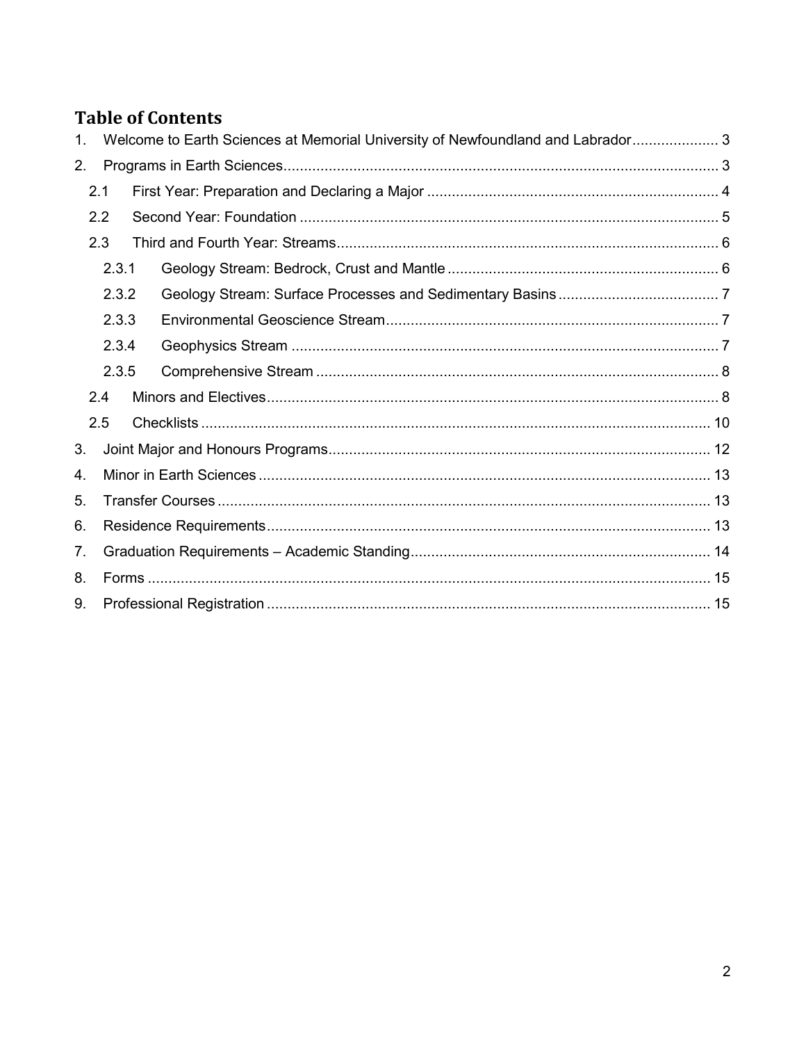## Table of Contents

1. Welcome to Earth Sciences at Memorial University of Newfoundland and Labrador ..... 3
2. Programs in Earth Sciences ..... 3
   - 2.1 First Year: Preparation and Declaring a Major ..... 4
   - 2.2 Second Year: Foundation ..... 5
   - 2.3 Third and Fourth Year: Streams ..... 6
     - 2.3.1 Geology Stream: Bedrock, Crust and Mantle ..... 6
     - 2.3.2 Geology Stream: Surface Processes and Sedimentary Basins ..... 7
     - 2.3.3 Environmental Geoscience Stream ..... 7
     - 2.3.4 Geophysics Stream ..... 7
     - 2.3.5 Comprehensive Stream ..... 8
   - 2.4 Minors and Electives ..... 8
   - 2.5 Checklists ..... 10
3. Joint Major and Honours Programs ..... 12
4. Minor in Earth Sciences ..... 13
5. Transfer Courses ..... 13
6. Residence Requirements ..... 13
7. Graduation Requirements – Academic Standing ..... 14
8. Forms ..... 15
9. Professional Registration ..... 15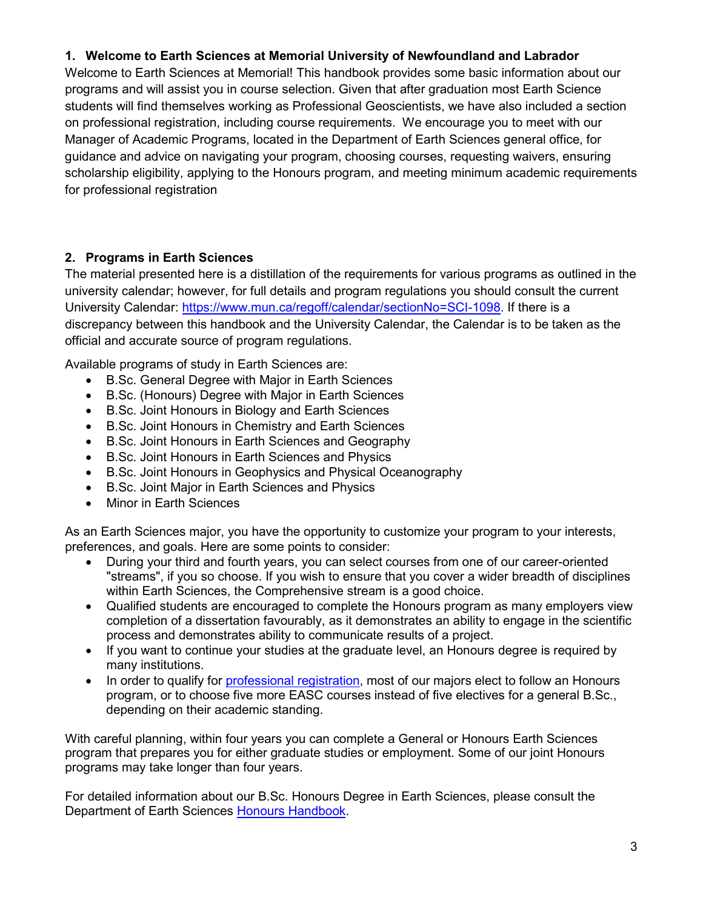## 1. Welcome to Earth Sciences at Memorial University of Newfoundland and Labrador

Welcome to Earth Sciences at Memorial! This handbook provides some basic information about our programs and will assist you in course selection. Given that after graduation most Earth Science students will find themselves working as Professional Geoscientists, we have also included a section on professional registration, including course requirements. We encourage you to meet with our Manager of Academic Programs, located in the Department of Earth Sciences general office, for guidance and advice on navigating your program, choosing courses, requesting waivers, ensuring scholarship eligibility, applying to the Honours program, and meeting minimum academic requirements for professional registration

## 2. Programs in Earth Sciences

The material presented here is a distillation of the requirements for various programs as outlined in the university calendar; however, for full details and program regulations you should consult the current University Calendar: https://www.mun.ca/regoff/calendar/sectionNo=SCI-1098. If there is a discrepancy between this handbook and the University Calendar, the Calendar is to be taken as the official and accurate source of program regulations.

Available programs of study in Earth Sciences are:

- B.Sc. General Degree with Major in Earth Sciences
- B.Sc. (Honours) Degree with Major in Earth Sciences
- B.Sc. Joint Honours in Biology and Earth Sciences
- B.Sc. Joint Honours in Chemistry and Earth Sciences
- B.Sc. Joint Honours in Earth Sciences and Geography
- B.Sc. Joint Honours in Earth Sciences and Physics
- B.Sc. Joint Honours in Geophysics and Physical Oceanography
- B.Sc. Joint Major in Earth Sciences and Physics
- Minor in Earth Sciences

As an Earth Sciences major, you have the opportunity to customize your program to your interests, preferences, and goals. Here are some points to consider:

- During your third and fourth years, you can select courses from one of our career-oriented "streams", if you so choose. If you wish to ensure that you cover a wider breadth of disciplines within Earth Sciences, the Comprehensive stream is a good choice.
- Qualified students are encouraged to complete the Honours program as many employers view completion of a dissertation favourably, as it demonstrates an ability to engage in the scientific process and demonstrates ability to communicate results of a project.
- If you want to continue your studies at the graduate level, an Honours degree is required by many institutions.
- In order to qualify for professional registration, most of our majors elect to follow an Honours program, or to choose five more EASC courses instead of five electives for a general B.Sc., depending on their academic standing.

With careful planning, within four years you can complete a General or Honours Earth Sciences program that prepares you for either graduate studies or employment. Some of our joint Honours programs may take longer than four years.

For detailed information about our B.Sc. Honours Degree in Earth Sciences, please consult the Department of Earth Sciences Honours Handbook.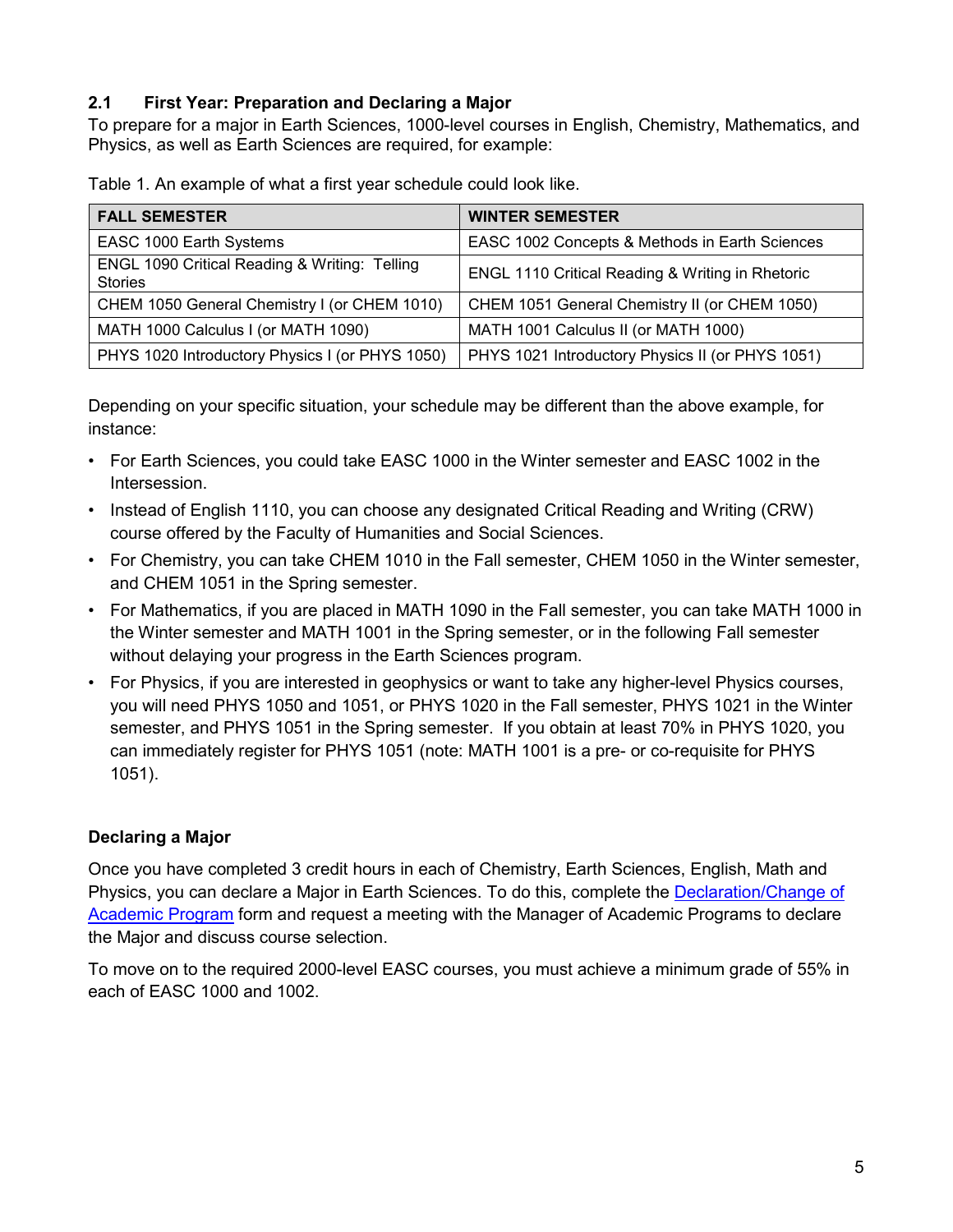## 2.1 First Year: Preparation and Declaring a Major

To prepare for a major in Earth Sciences, 1000-level courses in English, Chemistry, Mathematics, and Physics, as well as Earth Sciences are required, for example:

Table 1. An example of what a first year schedule could look like.

| FALL SEMESTER | WINTER SEMESTER |
|---|---|
| EASC 1000 Earth Systems | EASC 1002 Concepts & Methods in Earth Sciences |
| ENGL 1090 Critical Reading & Writing: Telling Stories | ENGL 1110 Critical Reading & Writing in Rhetoric |
| CHEM 1050 General Chemistry I (or CHEM 1010) | CHEM 1051 General Chemistry II (or CHEM 1050) |
| MATH 1000 Calculus I (or MATH 1090) | MATH 1001 Calculus II (or MATH 1000) |
| PHYS 1020 Introductory Physics I (or PHYS 1050) | PHYS 1021 Introductory Physics II (or PHYS 1051) |

Depending on your specific situation, your schedule may be different than the above example, for instance:

- For Earth Sciences, you could take EASC 1000 in the Winter semester and EASC 1002 in the Intersession.
- Instead of English 1110, you can choose any designated Critical Reading and Writing (CRW) course offered by the Faculty of Humanities and Social Sciences.
- For Chemistry, you can take CHEM 1010 in the Fall semester, CHEM 1050 in the Winter semester, and CHEM 1051 in the Spring semester.
- For Mathematics, if you are placed in MATH 1090 in the Fall semester, you can take MATH 1000 in the Winter semester and MATH 1001 in the Spring semester, or in the following Fall semester without delaying your progress in the Earth Sciences program.
- For Physics, if you are interested in geophysics or want to take any higher-level Physics courses, you will need PHYS 1050 and 1051, or PHYS 1020 in the Fall semester, PHYS 1021 in the Winter semester, and PHYS 1051 in the Spring semester. If you obtain at least 70% in PHYS 1020, you can immediately register for PHYS 1051 (note: MATH 1001 is a pre- or co-requisite for PHYS 1051).

### Declaring a Major

Once you have completed 3 credit hours in each of Chemistry, Earth Sciences, English, Math and Physics, you can declare a Major in Earth Sciences. To do this, complete the Declaration/Change of Academic Program form and request a meeting with the Manager of Academic Programs to declare the Major and discuss course selection.

To move on to the required 2000-level EASC courses, you must achieve a minimum grade of 55% in each of EASC 1000 and 1002.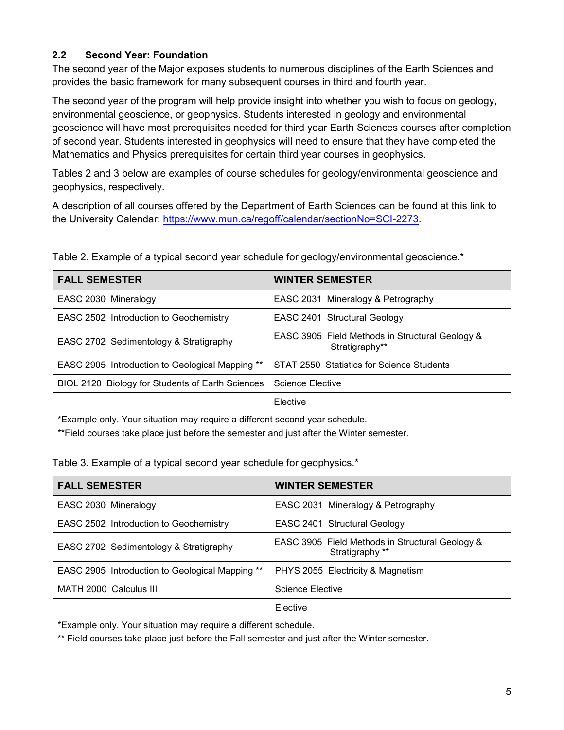## 2.2 Second Year: Foundation

The second year of the Major exposes students to numerous disciplines of the Earth Sciences and provides the basic framework for many subsequent courses in third and fourth year.

The second year of the program will help provide insight into whether you wish to focus on geology, environmental geoscience, or geophysics. Students interested in geology and environmental geoscience will have most prerequisites needed for third year Earth Sciences courses after completion of second year. Students interested in geophysics will need to ensure that they have completed the Mathematics and Physics prerequisites for certain third year courses in geophysics.

Tables 2 and 3 below are examples of course schedules for geology/environmental geoscience and geophysics, respectively.

A description of all courses offered by the Department of Earth Sciences can be found at this link to the University Calendar: https://www.mun.ca/regoff/calendar/sectionNo=SCI-2273.

Table 2. Example of a typical second year schedule for geology/environmental geoscience.*

| FALL SEMESTER | WINTER SEMESTER |
|---|---|
| EASC 2030 Mineralogy | EASC 2031 Mineralogy & Petrography |
| EASC 2502 Introduction to Geochemistry | EASC 2401 Structural Geology |
| EASC 2702 Sedimentology & Stratigraphy | EASC 3905 Field Methods in Structural Geology & Stratigraphy** |
| EASC 2905 Introduction to Geological Mapping ** | STAT 2550 Statistics for Science Students |
| BIOL 2120 Biology for Students of Earth Sciences | Science Elective |
| | Elective |

*Example only. Your situation may require a different second year schedule.

**Field courses take place just before the semester and just after the Winter semester.

Table 3. Example of a typical second year schedule for geophysics.*

| FALL SEMESTER | WINTER SEMESTER |
|---|---|
| EASC 2030 Mineralogy | EASC 2031 Mineralogy & Petrography |
| EASC 2502 Introduction to Geochemistry | EASC 2401 Structural Geology |
| EASC 2702 Sedimentology & Stratigraphy | EASC 3905 Field Methods in Structural Geology & Stratigraphy ** |
| EASC 2905 Introduction to Geological Mapping ** | PHYS 2055 Electricity & Magnetism |
| MATH 2000 Calculus III | Science Elective |
| | Elective |

*Example only. Your situation may require a different schedule.

** Field courses take place just before the Fall semester and just after the Winter semester.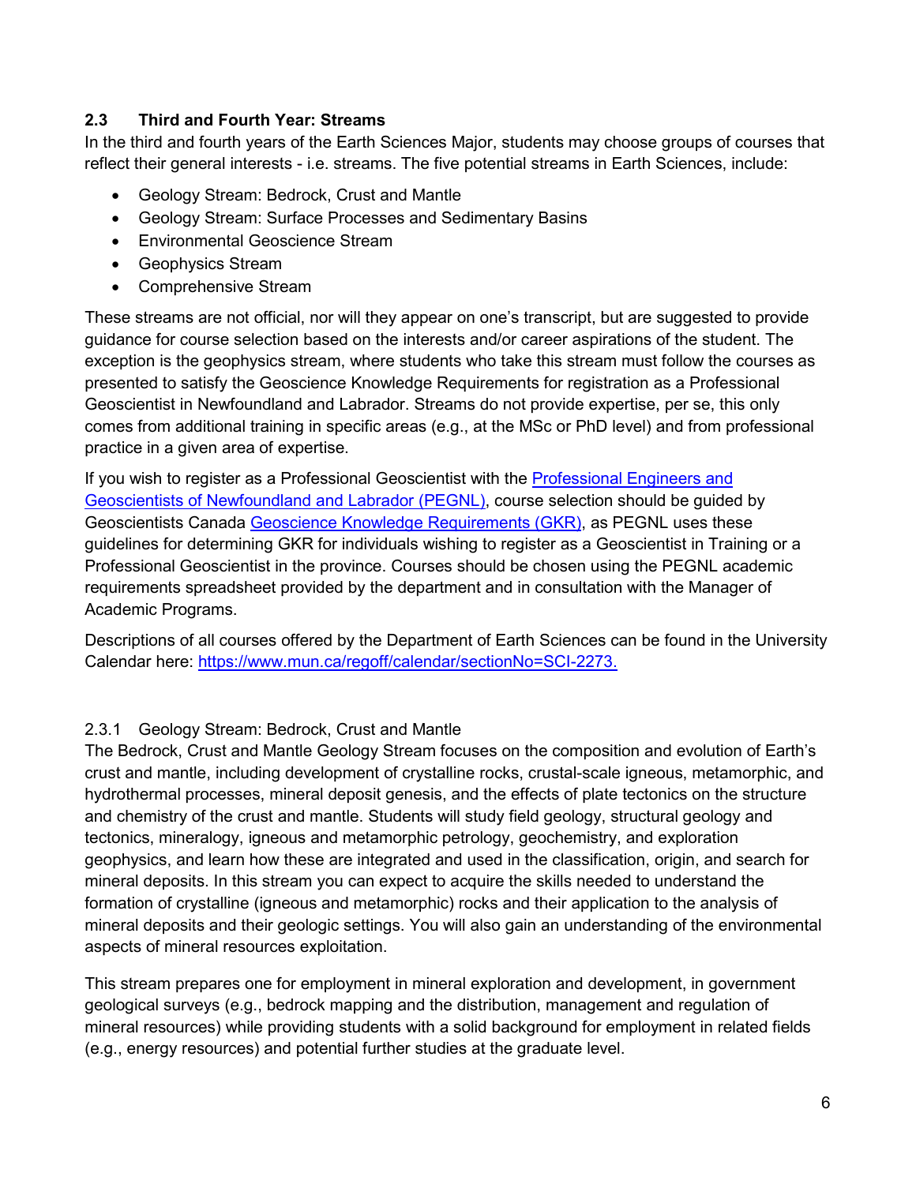## 2.3 Third and Fourth Year: Streams

In the third and fourth years of the Earth Sciences Major, students may choose groups of courses that reflect their general interests - i.e. streams. The five potential streams in Earth Sciences, include:

- Geology Stream: Bedrock, Crust and Mantle
- Geology Stream: Surface Processes and Sedimentary Basins
- Environmental Geoscience Stream
- Geophysics Stream
- Comprehensive Stream

These streams are not official, nor will they appear on one's transcript, but are suggested to provide guidance for course selection based on the interests and/or career aspirations of the student. The exception is the geophysics stream, where students who take this stream must follow the courses as presented to satisfy the Geoscience Knowledge Requirements for registration as a Professional Geoscientist in Newfoundland and Labrador. Streams do not provide expertise, per se, this only comes from additional training in specific areas (e.g., at the MSc or PhD level) and from professional practice in a given area of expertise.

If you wish to register as a Professional Geoscientist with the [Professional Engineers and Geoscientists of Newfoundland and Labrador (PEGNL)](), course selection should be guided by Geoscientists Canada [Geoscience Knowledge Requirements (GKR)](), as PEGNL uses these guidelines for determining GKR for individuals wishing to register as a Geoscientist in Training or a Professional Geoscientist in the province. Courses should be chosen using the PEGNL academic requirements spreadsheet provided by the department and in consultation with the Manager of Academic Programs.

Descriptions of all courses offered by the Department of Earth Sciences can be found in the University Calendar here: [https://www.mun.ca/regoff/calendar/sectionNo=SCI-2273.](https://www.mun.ca/regoff/calendar/sectionNo=SCI-2273)

### 2.3.1 Geology Stream: Bedrock, Crust and Mantle

The Bedrock, Crust and Mantle Geology Stream focuses on the composition and evolution of Earth's crust and mantle, including development of crystalline rocks, crustal-scale igneous, metamorphic, and hydrothermal processes, mineral deposit genesis, and the effects of plate tectonics on the structure and chemistry of the crust and mantle. Students will study field geology, structural geology and tectonics, mineralogy, igneous and metamorphic petrology, geochemistry, and exploration geophysics, and learn how these are integrated and used in the classification, origin, and search for mineral deposits. In this stream you can expect to acquire the skills needed to understand the formation of crystalline (igneous and metamorphic) rocks and their application to the analysis of mineral deposits and their geologic settings. You will also gain an understanding of the environmental aspects of mineral resources exploitation.

This stream prepares one for employment in mineral exploration and development, in government geological surveys (e.g., bedrock mapping and the distribution, management and regulation of mineral resources) while providing students with a solid background for employment in related fields (e.g., energy resources) and potential further studies at the graduate level.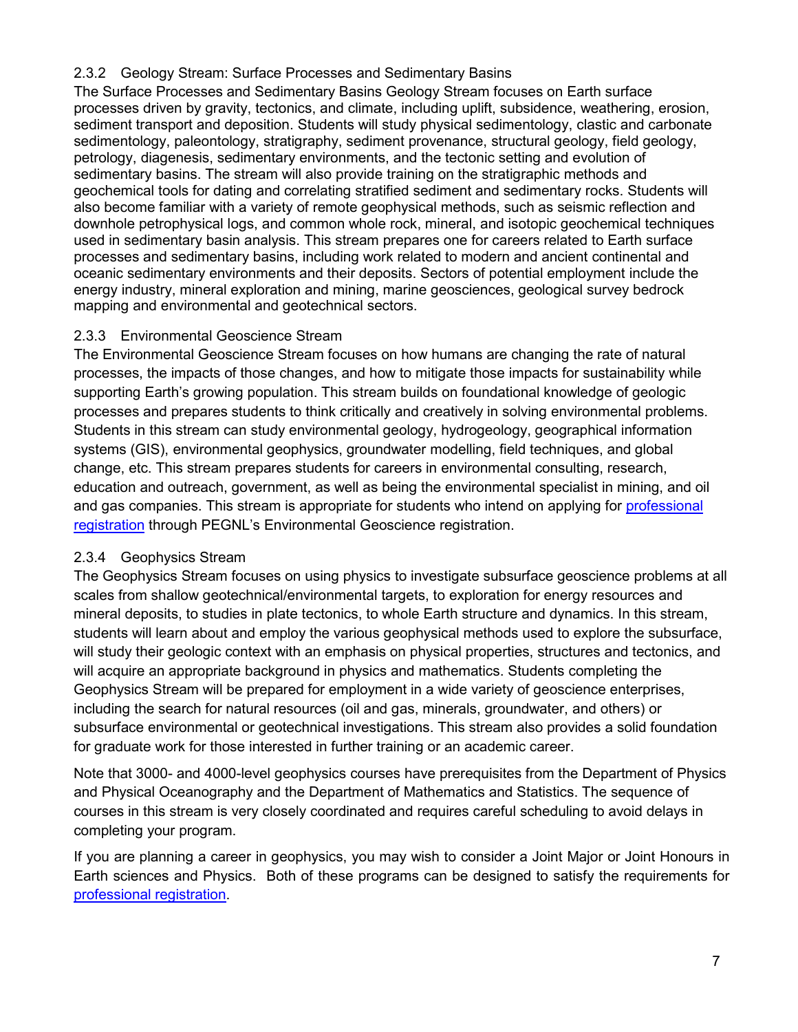### 2.3.2 Geology Stream: Surface Processes and Sedimentary Basins

The Surface Processes and Sedimentary Basins Geology Stream focuses on Earth surface processes driven by gravity, tectonics, and climate, including uplift, subsidence, weathering, erosion, sediment transport and deposition. Students will study physical sedimentology, clastic and carbonate sedimentology, paleontology, stratigraphy, sediment provenance, structural geology, field geology, petrology, diagenesis, sedimentary environments, and the tectonic setting and evolution of sedimentary basins. The stream will also provide training on the stratigraphic methods and geochemical tools for dating and correlating stratified sediment and sedimentary rocks. Students will also become familiar with a variety of remote geophysical methods, such as seismic reflection and downhole petrophysical logs, and common whole rock, mineral, and isotopic geochemical techniques used in sedimentary basin analysis. This stream prepares one for careers related to Earth surface processes and sedimentary basins, including work related to modern and ancient continental and oceanic sedimentary environments and their deposits. Sectors of potential employment include the energy industry, mineral exploration and mining, marine geosciences, geological survey bedrock mapping and environmental and geotechnical sectors.

### 2.3.3 Environmental Geoscience Stream

The Environmental Geoscience Stream focuses on how humans are changing the rate of natural processes, the impacts of those changes, and how to mitigate those impacts for sustainability while supporting Earth's growing population. This stream builds on foundational knowledge of geologic processes and prepares students to think critically and creatively in solving environmental problems. Students in this stream can study environmental geology, hydrogeology, geographical information systems (GIS), environmental geophysics, groundwater modelling, field techniques, and global change, etc. This stream prepares students for careers in environmental consulting, research, education and outreach, government, as well as being the environmental specialist in mining, and oil and gas companies. This stream is appropriate for students who intend on applying for professional registration through PEGNL's Environmental Geoscience registration.

### 2.3.4 Geophysics Stream

The Geophysics Stream focuses on using physics to investigate subsurface geoscience problems at all scales from shallow geotechnical/environmental targets, to exploration for energy resources and mineral deposits, to studies in plate tectonics, to whole Earth structure and dynamics. In this stream, students will learn about and employ the various geophysical methods used to explore the subsurface, will study their geologic context with an emphasis on physical properties, structures and tectonics, and will acquire an appropriate background in physics and mathematics. Students completing the Geophysics Stream will be prepared for employment in a wide variety of geoscience enterprises, including the search for natural resources (oil and gas, minerals, groundwater, and others) or subsurface environmental or geotechnical investigations. This stream also provides a solid foundation for graduate work for those interested in further training or an academic career.

Note that 3000- and 4000-level geophysics courses have prerequisites from the Department of Physics and Physical Oceanography and the Department of Mathematics and Statistics. The sequence of courses in this stream is very closely coordinated and requires careful scheduling to avoid delays in completing your program.

If you are planning a career in geophysics, you may wish to consider a Joint Major or Joint Honours in Earth sciences and Physics. Both of these programs can be designed to satisfy the requirements for professional registration.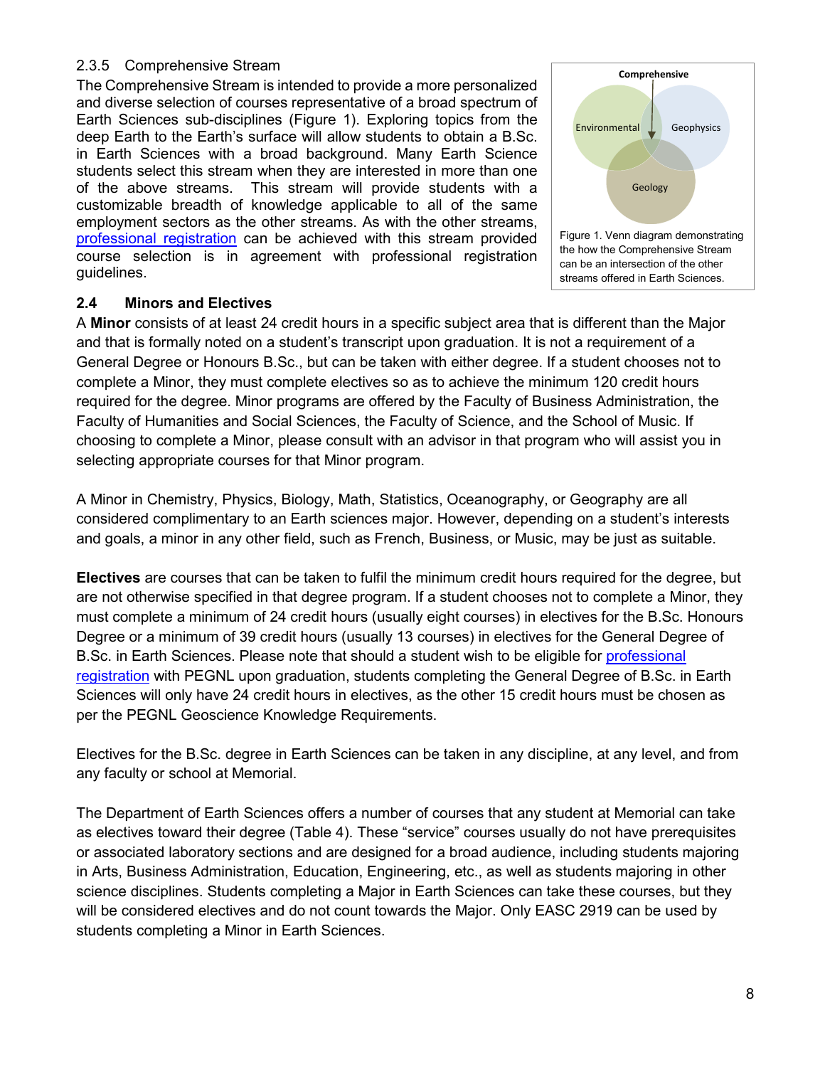### 2.3.5 Comprehensive Stream

The Comprehensive Stream is intended to provide a more personalized and diverse selection of courses representative of a broad spectrum of Earth Sciences sub-disciplines (Figure 1). Exploring topics from the deep Earth to the Earth's surface will allow students to obtain a B.Sc. in Earth Sciences with a broad background. Many Earth Science students select this stream when they are interested in more than one of the above streams. This stream will provide students with a customizable breadth of knowledge applicable to all of the same employment sectors as the other streams. As with the other streams, professional registration can be achieved with this stream provided course selection is in agreement with professional registration guidelines.

Figure 1. Venn diagram demonstrating the how the Comprehensive Stream can be an intersection of the other streams offered in Earth Sciences.

## 2.4 Minors and Electives

A **Minor** consists of at least 24 credit hours in a specific subject area that is different than the Major and that is formally noted on a student's transcript upon graduation. It is not a requirement of a General Degree or Honours B.Sc., but can be taken with either degree. If a student chooses not to complete a Minor, they must complete electives so as to achieve the minimum 120 credit hours required for the degree. Minor programs are offered by the Faculty of Business Administration, the Faculty of Humanities and Social Sciences, the Faculty of Science, and the School of Music. If choosing to complete a Minor, please consult with an advisor in that program who will assist you in selecting appropriate courses for that Minor program.

A Minor in Chemistry, Physics, Biology, Math, Statistics, Oceanography, or Geography are all considered complimentary to an Earth sciences major. However, depending on a student's interests and goals, a minor in any other field, such as French, Business, or Music, may be just as suitable.

**Electives** are courses that can be taken to fulfil the minimum credit hours required for the degree, but are not otherwise specified in that degree program. If a student chooses not to complete a Minor, they must complete a minimum of 24 credit hours (usually eight courses) in electives for the B.Sc. Honours Degree or a minimum of 39 credit hours (usually 13 courses) in electives for the General Degree of B.Sc. in Earth Sciences. Please note that should a student wish to be eligible for professional registration with PEGNL upon graduation, students completing the General Degree of B.Sc. in Earth Sciences will only have 24 credit hours in electives, as the other 15 credit hours must be chosen as per the PEGNL Geoscience Knowledge Requirements.

Electives for the B.Sc. degree in Earth Sciences can be taken in any discipline, at any level, and from any faculty or school at Memorial.

The Department of Earth Sciences offers a number of courses that any student at Memorial can take as electives toward their degree (Table 4). These "service" courses usually do not have prerequisites or associated laboratory sections and are designed for a broad audience, including students majoring in Arts, Business Administration, Education, Engineering, etc., as well as students majoring in other science disciplines. Students completing a Major in Earth Sciences can take these courses, but they will be considered electives and do not count towards the Major. Only EASC 2919 can be used by students completing a Minor in Earth Sciences.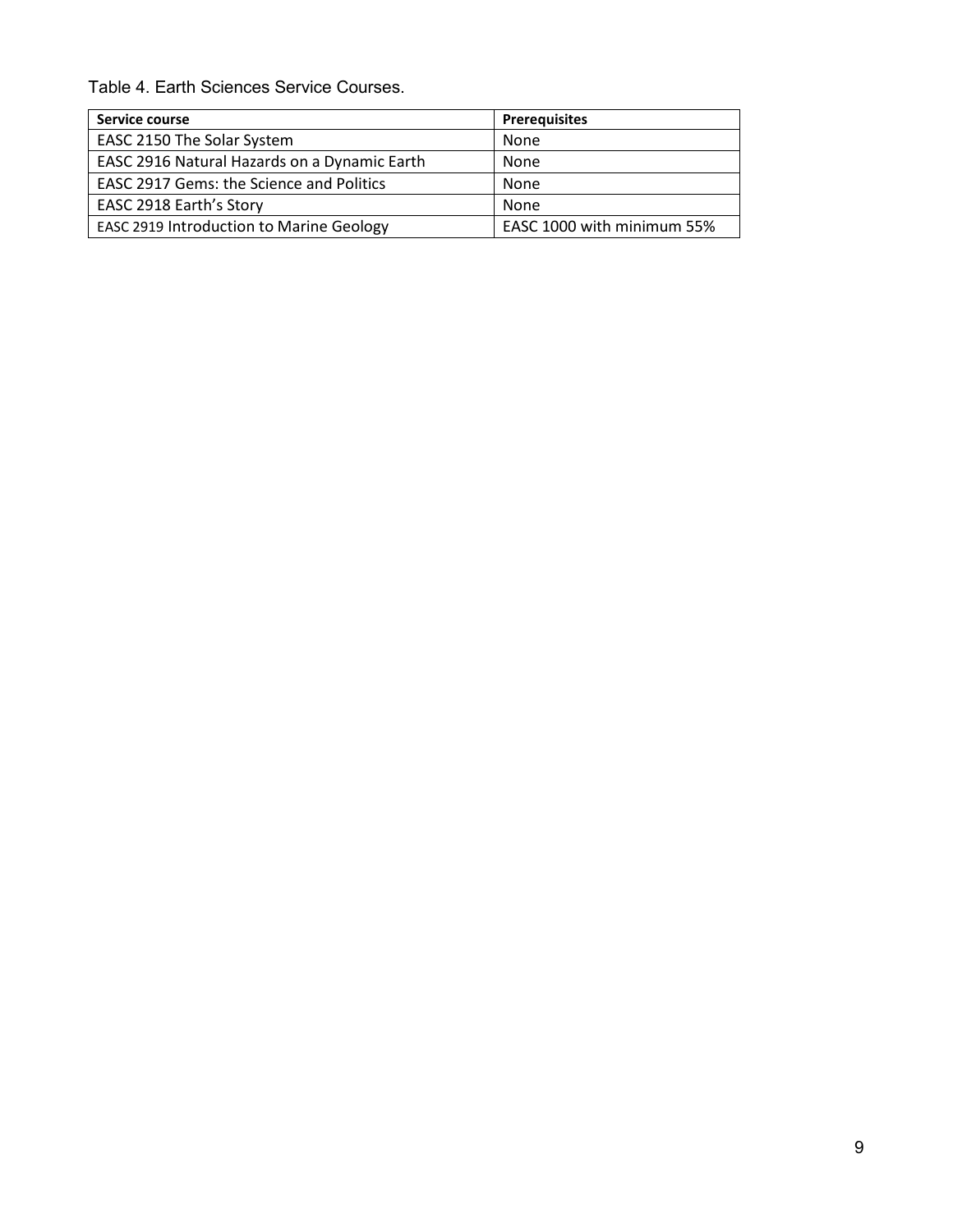Table 4. Earth Sciences Service Courses.

| Service course | Prerequisites |
| --- | --- |
| EASC 2150 The Solar System | None |
| EASC 2916 Natural Hazards on a Dynamic Earth | None |
| EASC 2917 Gems: the Science and Politics | None |
| EASC 2918 Earth's Story | None |
| EASC 2919 Introduction to Marine Geology | EASC 1000 with minimum 55% |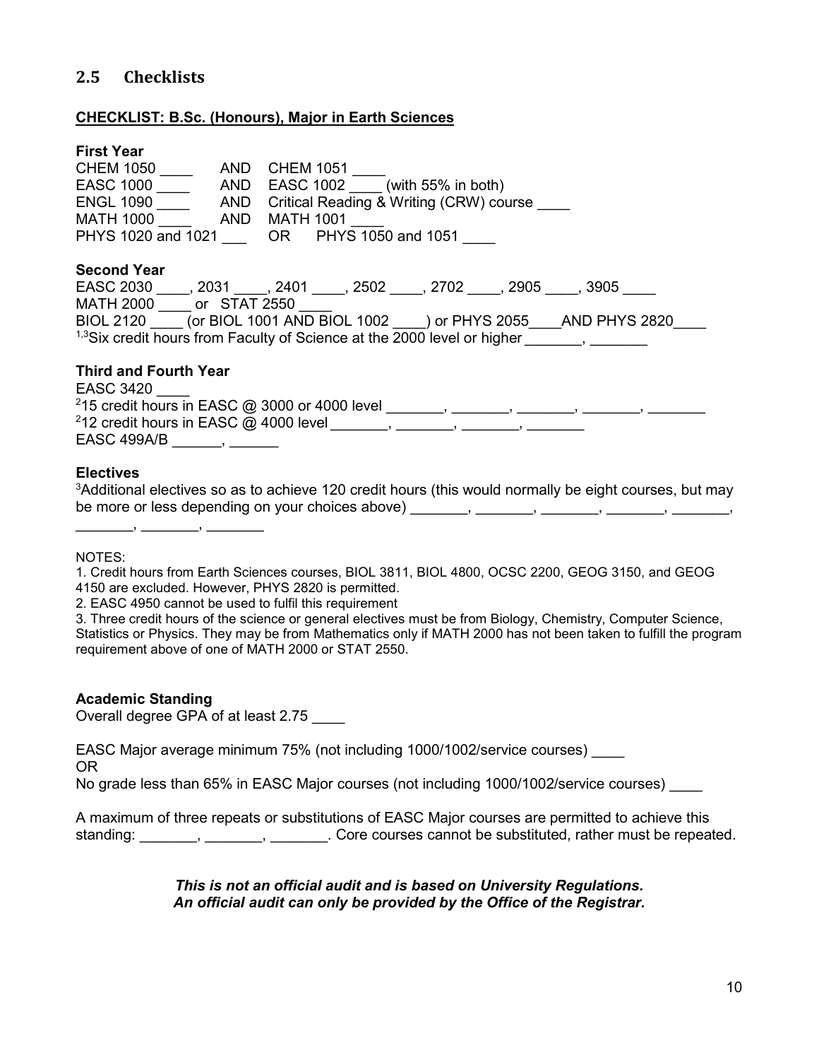## 2.5 Checklists

**CHECKLIST: B.Sc. (Honours), Major in Earth Sciences**

**First Year**

CHEM 1050 ____ AND CHEM 1051 ____
EASC 1000 ____ AND EASC 1002 ____ (with 55% in both)
ENGL 1090 ____ AND Critical Reading & Writing (CRW) course ____
MATH 1000 ____ AND MATH 1001 ____
PHYS 1020 and 1021 ___ OR PHYS 1050 and 1051 ____

**Second Year**

EASC 2030 ____, 2031 ____, 2401 ____, 2502 ____, 2702 ____, 2905 ____, 3905 ____
MATH 2000 ____ or STAT 2550 ____
BIOL 2120 ____ (or BIOL 1001 AND BIOL 1002 ____) or PHYS 2055____AND PHYS 2820____
[1,3]Six credit hours from Faculty of Science at the 2000 level or higher _______, _______

**Third and Fourth Year**

EASC 3420 ____
[2]15 credit hours in EASC @ 3000 or 4000 level _______, _______, _______, _______, _______
[2]12 credit hours in EASC @ 4000 level _______, _______, _______, _______
EASC 499A/B ______, ______

**Electives**

[3]Additional electives so as to achieve 120 credit hours (this would normally be eight courses, but may be more or less depending on your choices above) _______, _______, _______, _______, _______, _______, _______, _______

NOTES:

1. Credit hours from Earth Sciences courses, BIOL 3811, BIOL 4800, OCSC 2200, GEOG 3150, and GEOG 4150 are excluded. However, PHYS 2820 is permitted.
2. EASC 4950 cannot be used to fulfil this requirement
3. Three credit hours of the science or general electives must be from Biology, Chemistry, Computer Science, Statistics or Physics. They may be from Mathematics only if MATH 2000 has not been taken to fulfill the program requirement above of one of MATH 2000 or STAT 2550.

**Academic Standing**

Overall degree GPA of at least 2.75 ____

EASC Major average minimum 75% (not including 1000/1002/service courses) ____
OR
No grade less than 65% in EASC Major courses (not including 1000/1002/service courses) ____

A maximum of three repeats or substitutions of EASC Major courses are permitted to achieve this standing: _______, _______, _______. Core courses cannot be substituted, rather must be repeated.

***This is not an official audit and is based on University Regulations.***
***An official audit can only be provided by the Office of the Registrar.***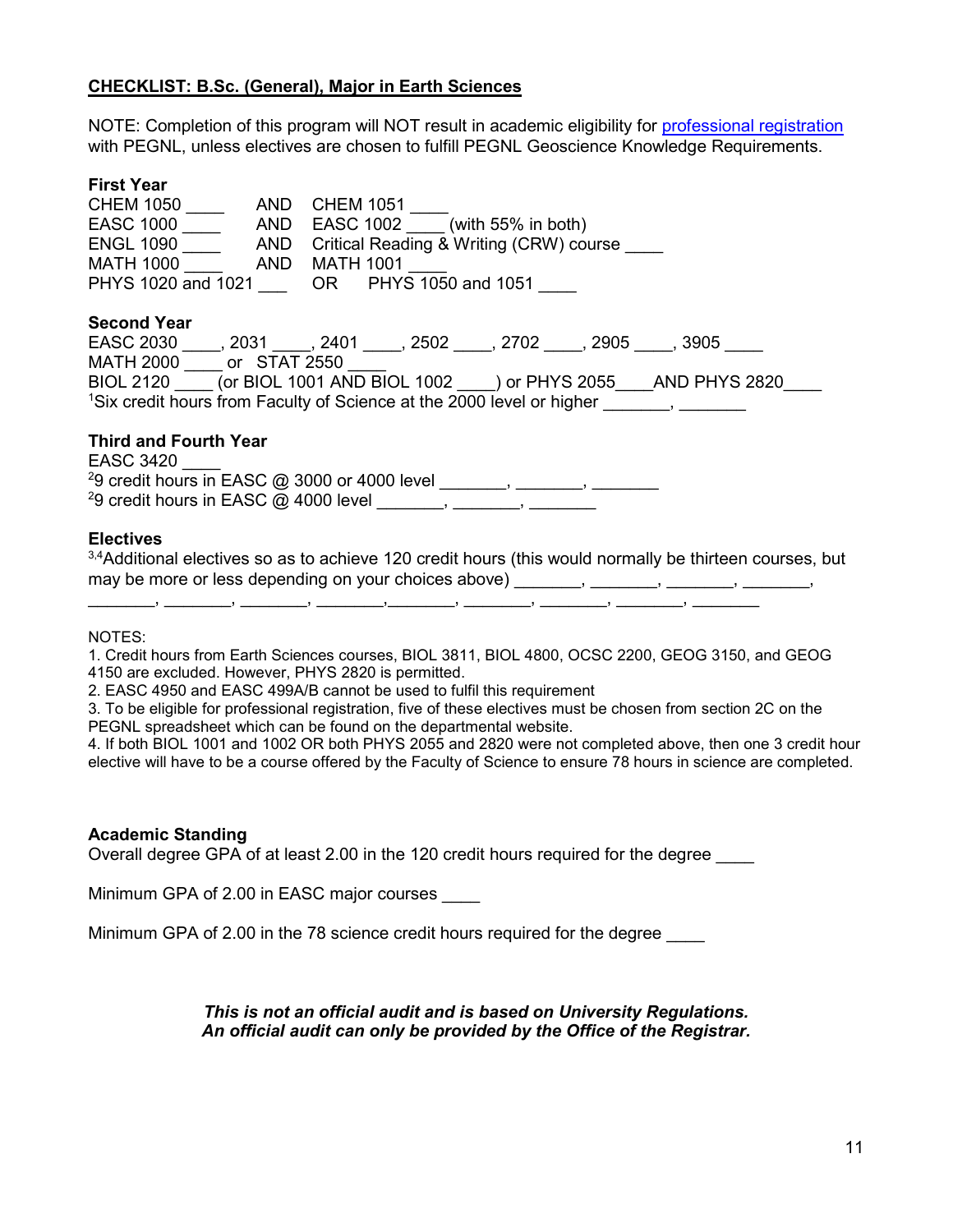**CHECKLIST: B.Sc. (General), Major in Earth Sciences**

NOTE: Completion of this program will NOT result in academic eligibility for professional registration with PEGNL, unless electives are chosen to fulfill PEGNL Geoscience Knowledge Requirements.

**First Year**

CHEM 1050 ____ AND CHEM 1051 ____
EASC 1000 ____ AND EASC 1002 ____ (with 55% in both)
ENGL 1090 ____ AND Critical Reading & Writing (CRW) course ____
MATH 1000 ____ AND MATH 1001 ____
PHYS 1020 and 1021 ___ OR PHYS 1050 and 1051 ____

**Second Year**

EASC 2030 ____, 2031 ____, 2401 ____, 2502 ____, 2702 ____, 2905 ____, 3905 ____
MATH 2000 ____ or STAT 2550 ____
BIOL 2120 ____ (or BIOL 1001 AND BIOL 1002 ____) or PHYS 2055____AND PHYS 2820____
[1]Six credit hours from Faculty of Science at the 2000 level or higher _______, _______

**Third and Fourth Year**

EASC 3420 ____
[2]9 credit hours in EASC @ 3000 or 4000 level _______, _______, _______
[2]9 credit hours in EASC @ 4000 level _______, _______, _______

**Electives**

[3,4]Additional electives so as to achieve 120 credit hours (this would normally be thirteen courses, but may be more or less depending on your choices above) _______, _______, _______, _______, _______, _______, _______, _______,_______, _______, _______, _______, _______

NOTES:
1. Credit hours from Earth Sciences courses, BIOL 3811, BIOL 4800, OCSC 2200, GEOG 3150, and GEOG 4150 are excluded. However, PHYS 2820 is permitted.
2. EASC 4950 and EASC 499A/B cannot be used to fulfil this requirement
3. To be eligible for professional registration, five of these electives must be chosen from section 2C on the PEGNL spreadsheet which can be found on the departmental website.
4. If both BIOL 1001 and 1002 OR both PHYS 2055 and 2820 were not completed above, then one 3 credit hour elective will have to be a course offered by the Faculty of Science to ensure 78 hours in science are completed.

**Academic Standing**

Overall degree GPA of at least 2.00 in the 120 credit hours required for the degree ____

Minimum GPA of 2.00 in EASC major courses ____

Minimum GPA of 2.00 in the 78 science credit hours required for the degree ____

***This is not an official audit and is based on University Regulations.***
***An official audit can only be provided by the Office of the Registrar.***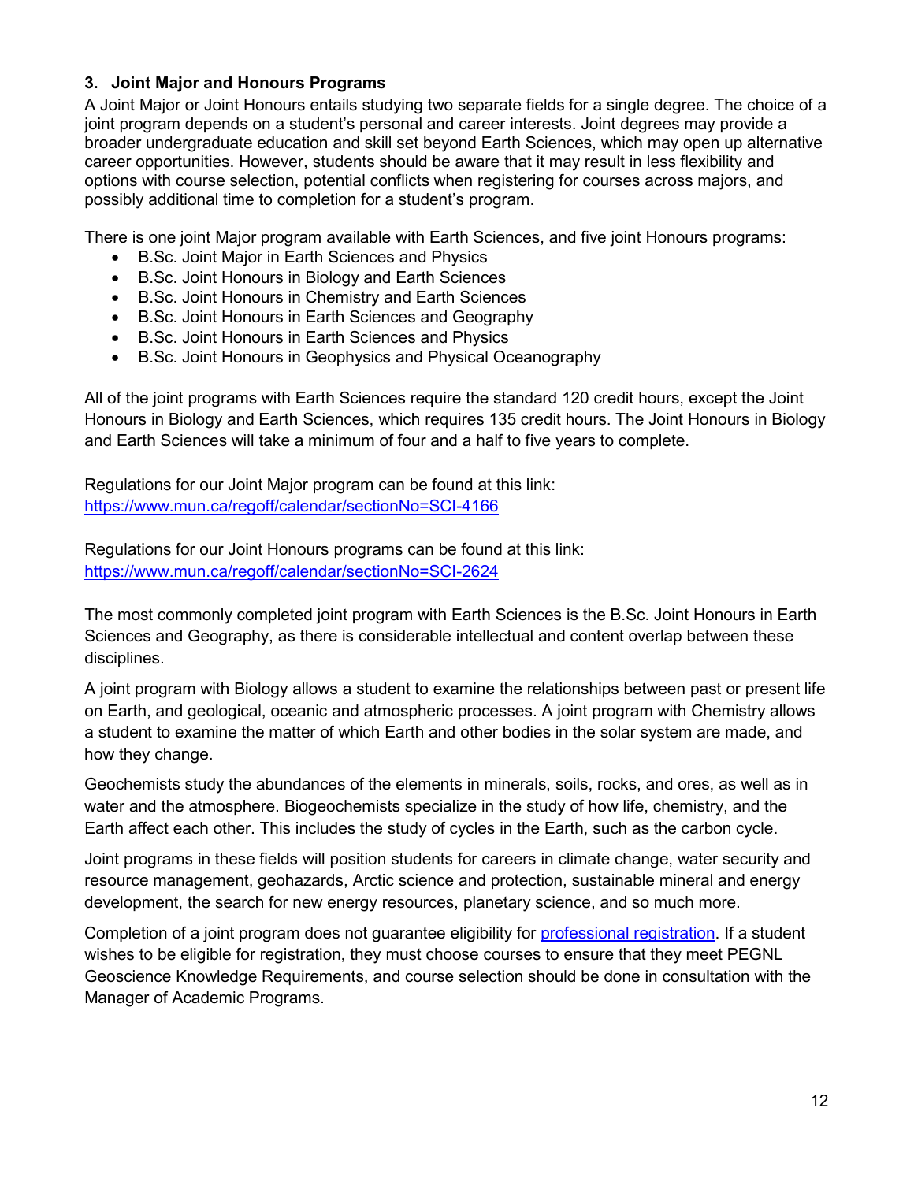### 3. Joint Major and Honours Programs

A Joint Major or Joint Honours entails studying two separate fields for a single degree. The choice of a joint program depends on a student's personal and career interests. Joint degrees may provide a broader undergraduate education and skill set beyond Earth Sciences, which may open up alternative career opportunities. However, students should be aware that it may result in less flexibility and options with course selection, potential conflicts when registering for courses across majors, and possibly additional time to completion for a student's program.

There is one joint Major program available with Earth Sciences, and five joint Honours programs:

- B.Sc. Joint Major in Earth Sciences and Physics
- B.Sc. Joint Honours in Biology and Earth Sciences
- B.Sc. Joint Honours in Chemistry and Earth Sciences
- B.Sc. Joint Honours in Earth Sciences and Geography
- B.Sc. Joint Honours in Earth Sciences and Physics
- B.Sc. Joint Honours in Geophysics and Physical Oceanography

All of the joint programs with Earth Sciences require the standard 120 credit hours, except the Joint Honours in Biology and Earth Sciences, which requires 135 credit hours. The Joint Honours in Biology and Earth Sciences will take a minimum of four and a half to five years to complete.

Regulations for our Joint Major program can be found at this link: [https://www.mun.ca/regoff/calendar/sectionNo=SCI-4166](https://www.mun.ca/regoff/calendar/sectionNo=SCI-4166)

Regulations for our Joint Honours programs can be found at this link: [https://www.mun.ca/regoff/calendar/sectionNo=SCI-2624](https://www.mun.ca/regoff/calendar/sectionNo=SCI-2624)

The most commonly completed joint program with Earth Sciences is the B.Sc. Joint Honours in Earth Sciences and Geography, as there is considerable intellectual and content overlap between these disciplines.

A joint program with Biology allows a student to examine the relationships between past or present life on Earth, and geological, oceanic and atmospheric processes. A joint program with Chemistry allows a student to examine the matter of which Earth and other bodies in the solar system are made, and how they change.

Geochemists study the abundances of the elements in minerals, soils, rocks, and ores, as well as in water and the atmosphere. Biogeochemists specialize in the study of how life, chemistry, and the Earth affect each other. This includes the study of cycles in the Earth, such as the carbon cycle.

Joint programs in these fields will position students for careers in climate change, water security and resource management, geohazards, Arctic science and protection, sustainable mineral and energy development, the search for new energy resources, planetary science, and so much more.

Completion of a joint program does not guarantee eligibility for professional registration. If a student wishes to be eligible for registration, they must choose courses to ensure that they meet PEGNL Geoscience Knowledge Requirements, and course selection should be done in consultation with the Manager of Academic Programs.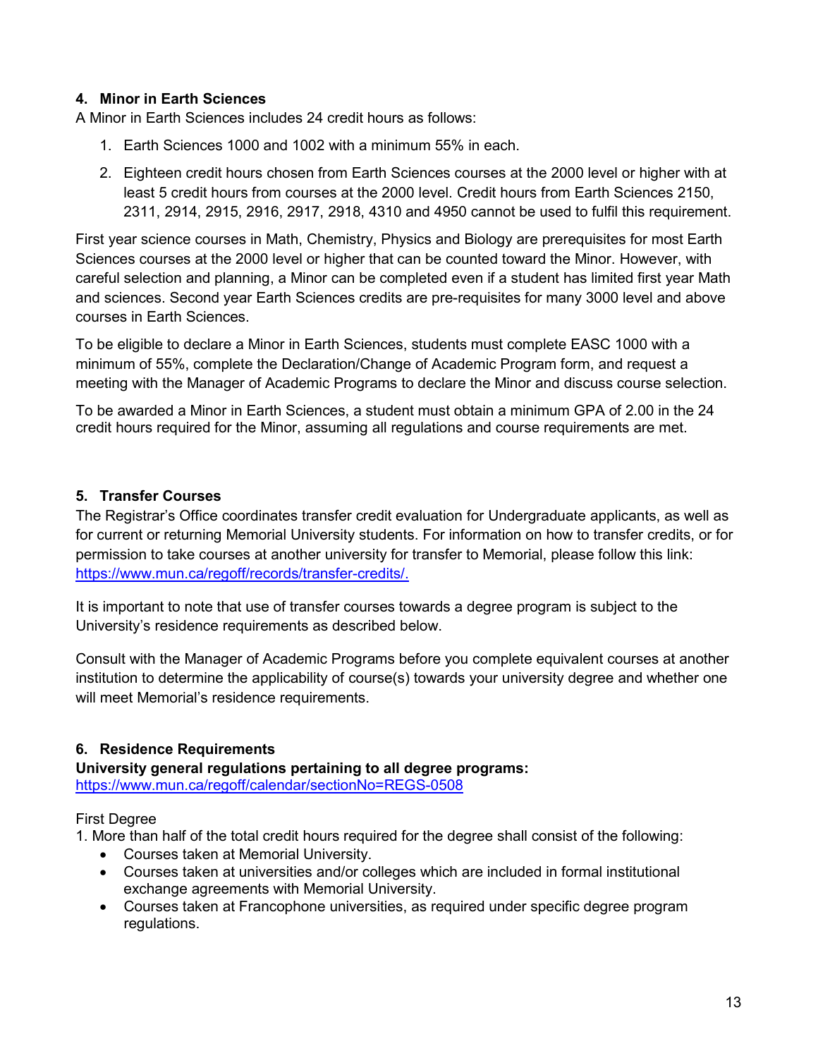## 4. Minor in Earth Sciences

A Minor in Earth Sciences includes 24 credit hours as follows:

1. Earth Sciences 1000 and 1002 with a minimum 55% in each.
2. Eighteen credit hours chosen from Earth Sciences courses at the 2000 level or higher with at least 5 credit hours from courses at the 2000 level. Credit hours from Earth Sciences 2150, 2311, 2914, 2915, 2916, 2917, 2918, 4310 and 4950 cannot be used to fulfil this requirement.

First year science courses in Math, Chemistry, Physics and Biology are prerequisites for most Earth Sciences courses at the 2000 level or higher that can be counted toward the Minor. However, with careful selection and planning, a Minor can be completed even if a student has limited first year Math and sciences. Second year Earth Sciences credits are pre-requisites for many 3000 level and above courses in Earth Sciences.

To be eligible to declare a Minor in Earth Sciences, students must complete EASC 1000 with a minimum of 55%, complete the Declaration/Change of Academic Program form, and request a meeting with the Manager of Academic Programs to declare the Minor and discuss course selection.

To be awarded a Minor in Earth Sciences, a student must obtain a minimum GPA of 2.00 in the 24 credit hours required for the Minor, assuming all regulations and course requirements are met.

## 5. Transfer Courses

The Registrar's Office coordinates transfer credit evaluation for Undergraduate applicants, as well as for current or returning Memorial University students. For information on how to transfer credits, or for permission to take courses at another university for transfer to Memorial, please follow this link: https://www.mun.ca/regoff/records/transfer-credits/.

It is important to note that use of transfer courses towards a degree program is subject to the University's residence requirements as described below.

Consult with the Manager of Academic Programs before you complete equivalent courses at another institution to determine the applicability of course(s) towards your university degree and whether one will meet Memorial's residence requirements.

## 6. Residence Requirements

**University general regulations pertaining to all degree programs:**
https://www.mun.ca/regoff/calendar/sectionNo=REGS-0508

First Degree

1. More than half of the total credit hours required for the degree shall consist of the following:
   - Courses taken at Memorial University.
   - Courses taken at universities and/or colleges which are included in formal institutional exchange agreements with Memorial University.
   - Courses taken at Francophone universities, as required under specific degree program regulations.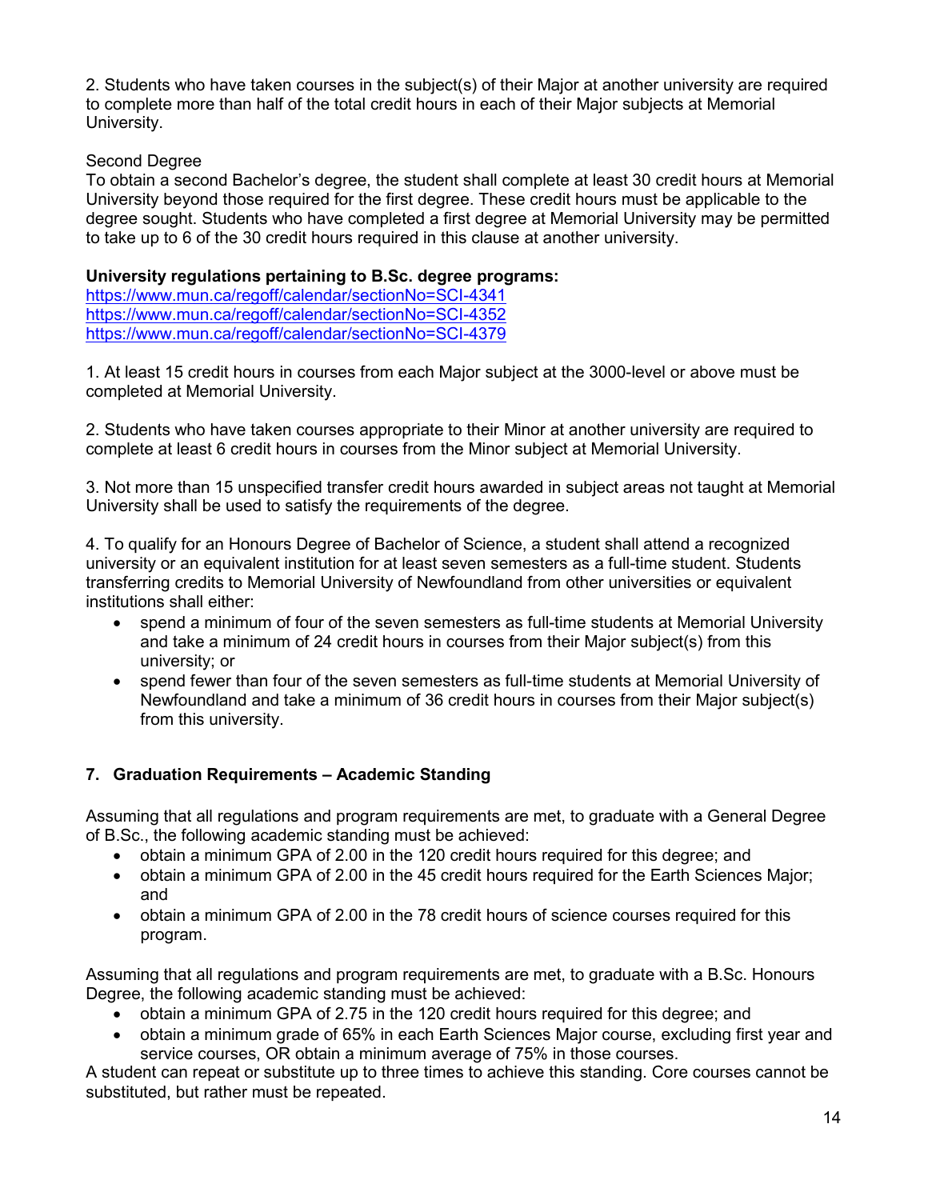2. Students who have taken courses in the subject(s) of their Major at another university are required to complete more than half of the total credit hours in each of their Major subjects at Memorial University.

Second Degree
To obtain a second Bachelor's degree, the student shall complete at least 30 credit hours at Memorial University beyond those required for the first degree. These credit hours must be applicable to the degree sought. Students who have completed a first degree at Memorial University may be permitted to take up to 6 of the 30 credit hours required in this clause at another university.

**University regulations pertaining to B.Sc. degree programs:**
https://www.mun.ca/regoff/calendar/sectionNo=SCI-4341
https://www.mun.ca/regoff/calendar/sectionNo=SCI-4352
https://www.mun.ca/regoff/calendar/sectionNo=SCI-4379

1. At least 15 credit hours in courses from each Major subject at the 3000-level or above must be completed at Memorial University.

2. Students who have taken courses appropriate to their Minor at another university are required to complete at least 6 credit hours in courses from the Minor subject at Memorial University.

3. Not more than 15 unspecified transfer credit hours awarded in subject areas not taught at Memorial University shall be used to satisfy the requirements of the degree.

4. To qualify for an Honours Degree of Bachelor of Science, a student shall attend a recognized university or an equivalent institution for at least seven semesters as a full-time student. Students transferring credits to Memorial University of Newfoundland from other universities or equivalent institutions shall either:

- spend a minimum of four of the seven semesters as full-time students at Memorial University and take a minimum of 24 credit hours in courses from their Major subject(s) from this university; or
- spend fewer than four of the seven semesters as full-time students at Memorial University of Newfoundland and take a minimum of 36 credit hours in courses from their Major subject(s) from this university.

## 7. Graduation Requirements – Academic Standing

Assuming that all regulations and program requirements are met, to graduate with a General Degree of B.Sc., the following academic standing must be achieved:

- obtain a minimum GPA of 2.00 in the 120 credit hours required for this degree; and
- obtain a minimum GPA of 2.00 in the 45 credit hours required for the Earth Sciences Major; and
- obtain a minimum GPA of 2.00 in the 78 credit hours of science courses required for this program.

Assuming that all regulations and program requirements are met, to graduate with a B.Sc. Honours Degree, the following academic standing must be achieved:

- obtain a minimum GPA of 2.75 in the 120 credit hours required for this degree; and
- obtain a minimum grade of 65% in each Earth Sciences Major course, excluding first year and service courses, OR obtain a minimum average of 75% in those courses.

A student can repeat or substitute up to three times to achieve this standing. Core courses cannot be substituted, but rather must be repeated.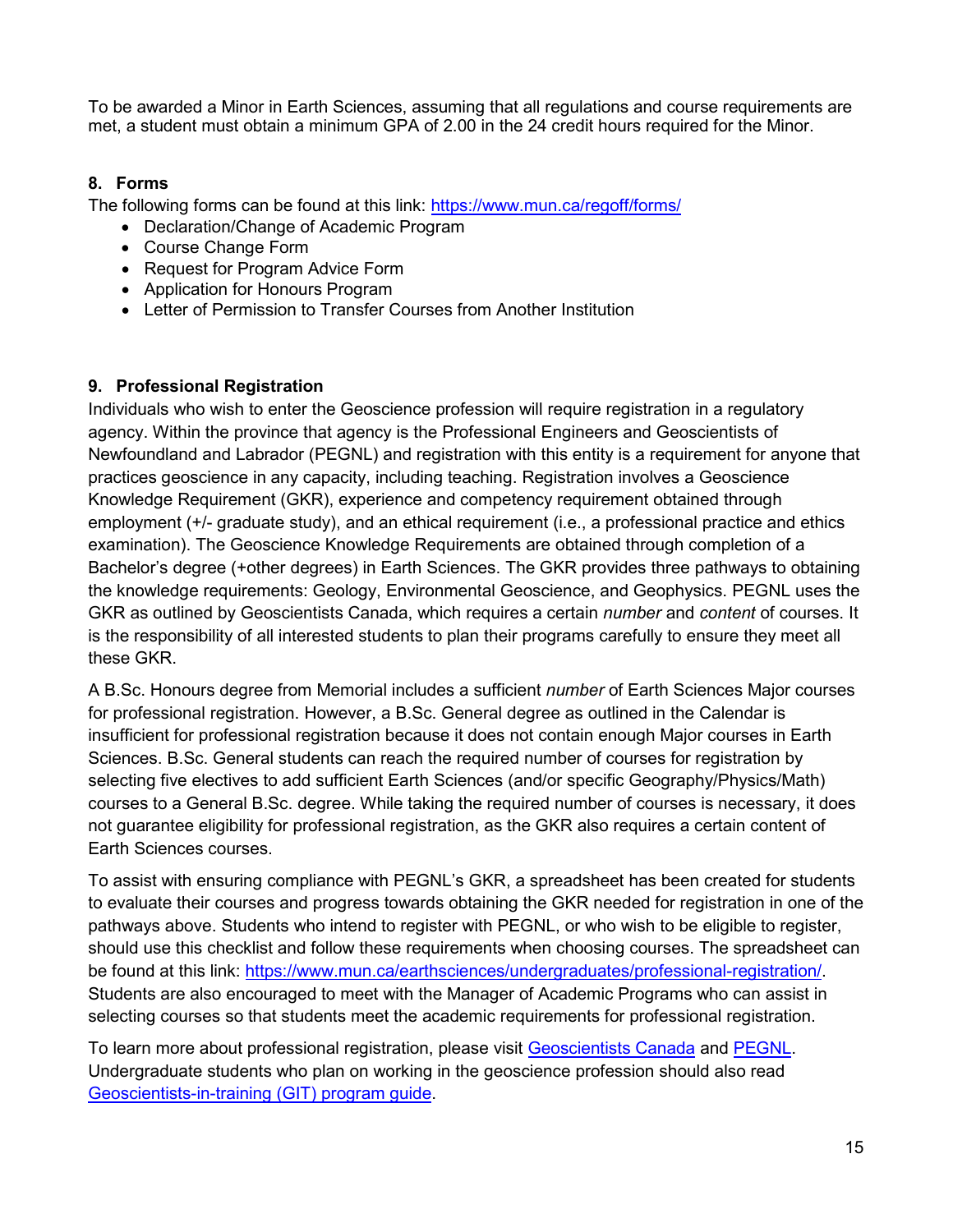To be awarded a Minor in Earth Sciences, assuming that all regulations and course requirements are met, a student must obtain a minimum GPA of 2.00 in the 24 credit hours required for the Minor.

## 8. Forms

The following forms can be found at this link: [https://www.mun.ca/regoff/forms/](https://www.mun.ca/regoff/forms/)

- Declaration/Change of Academic Program
- Course Change Form
- Request for Program Advice Form
- Application for Honours Program
- Letter of Permission to Transfer Courses from Another Institution

## 9. Professional Registration

Individuals who wish to enter the Geoscience profession will require registration in a regulatory agency. Within the province that agency is the Professional Engineers and Geoscientists of Newfoundland and Labrador (PEGNL) and registration with this entity is a requirement for anyone that practices geoscience in any capacity, including teaching. Registration involves a Geoscience Knowledge Requirement (GKR), experience and competency requirement obtained through employment (+/- graduate study), and an ethical requirement (i.e., a professional practice and ethics examination). The Geoscience Knowledge Requirements are obtained through completion of a Bachelor's degree (+other degrees) in Earth Sciences. The GKR provides three pathways to obtaining the knowledge requirements: Geology, Environmental Geoscience, and Geophysics. PEGNL uses the GKR as outlined by Geoscientists Canada, which requires a certain *number* and *content* of courses. It is the responsibility of all interested students to plan their programs carefully to ensure they meet all these GKR.

A B.Sc. Honours degree from Memorial includes a sufficient *number* of Earth Sciences Major courses for professional registration. However, a B.Sc. General degree as outlined in the Calendar is insufficient for professional registration because it does not contain enough Major courses in Earth Sciences. B.Sc. General students can reach the required number of courses for registration by selecting five electives to add sufficient Earth Sciences (and/or specific Geography/Physics/Math) courses to a General B.Sc. degree. While taking the required number of courses is necessary, it does not guarantee eligibility for professional registration, as the GKR also requires a certain content of Earth Sciences courses.

To assist with ensuring compliance with PEGNL's GKR, a spreadsheet has been created for students to evaluate their courses and progress towards obtaining the GKR needed for registration in one of the pathways above. Students who intend to register with PEGNL, or who wish to be eligible to register, should use this checklist and follow these requirements when choosing courses. The spreadsheet can be found at this link: [https://www.mun.ca/earthsciences/undergraduates/professional-registration/](https://www.mun.ca/earthsciences/undergraduates/professional-registration/). Students are also encouraged to meet with the Manager of Academic Programs who can assist in selecting courses so that students meet the academic requirements for professional registration.

To learn more about professional registration, please visit Geoscientists Canada and PEGNL. Undergraduate students who plan on working in the geoscience profession should also read Geoscientists-in-training (GIT) program guide.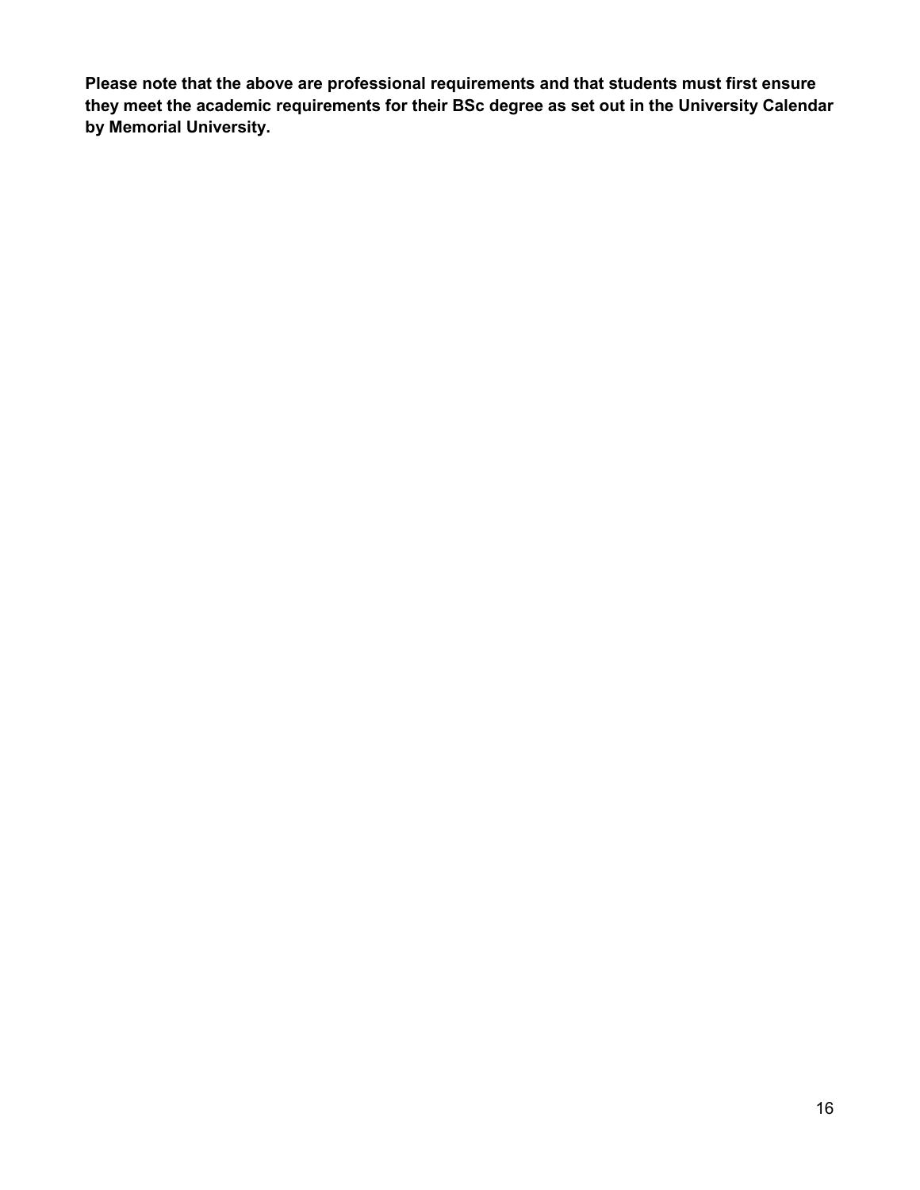**Please note that the above are professional requirements and that students must first ensure they meet the academic requirements for their BSc degree as set out in the University Calendar by Memorial University.**